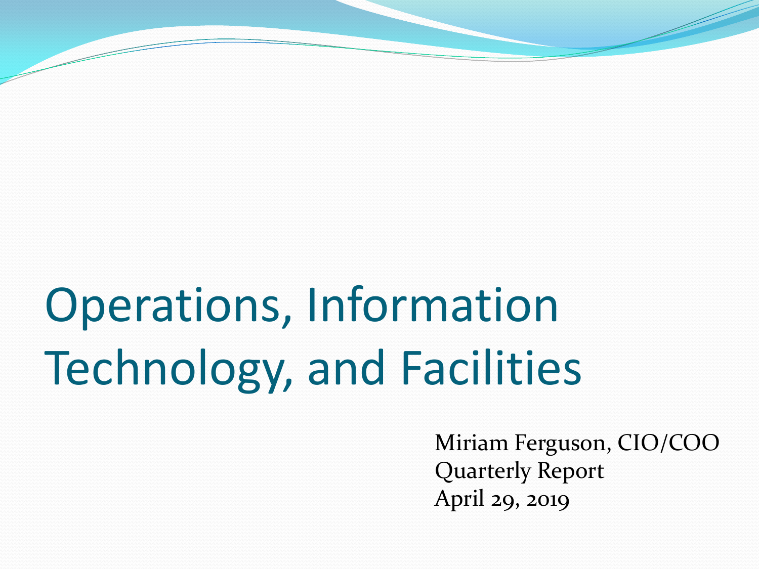# Operations, Information Technology, and Facilities

Miriam Ferguson, CIO/COO
Quarterly Report
April 29, 2019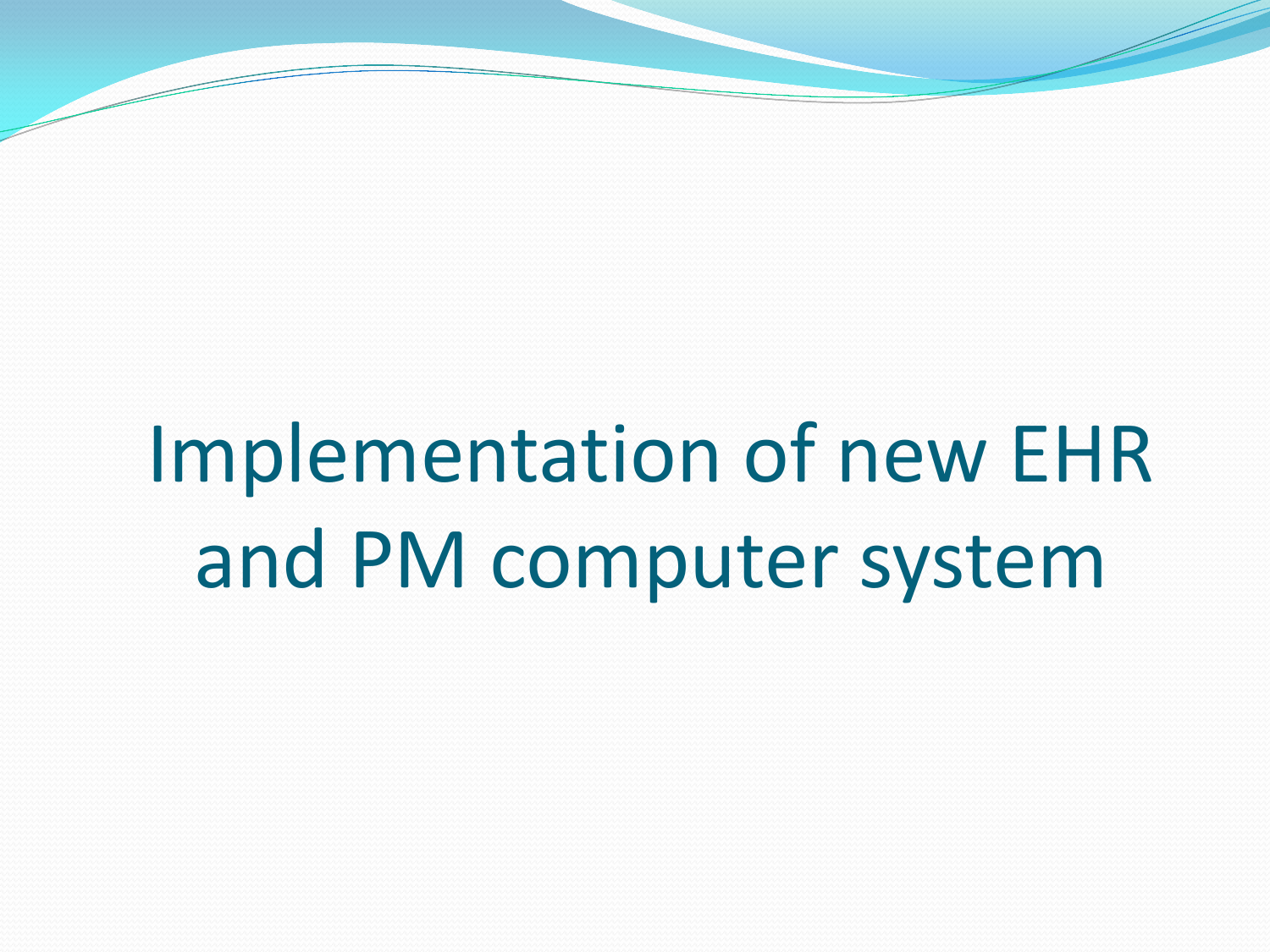# Implementation of new EHR and PM computer system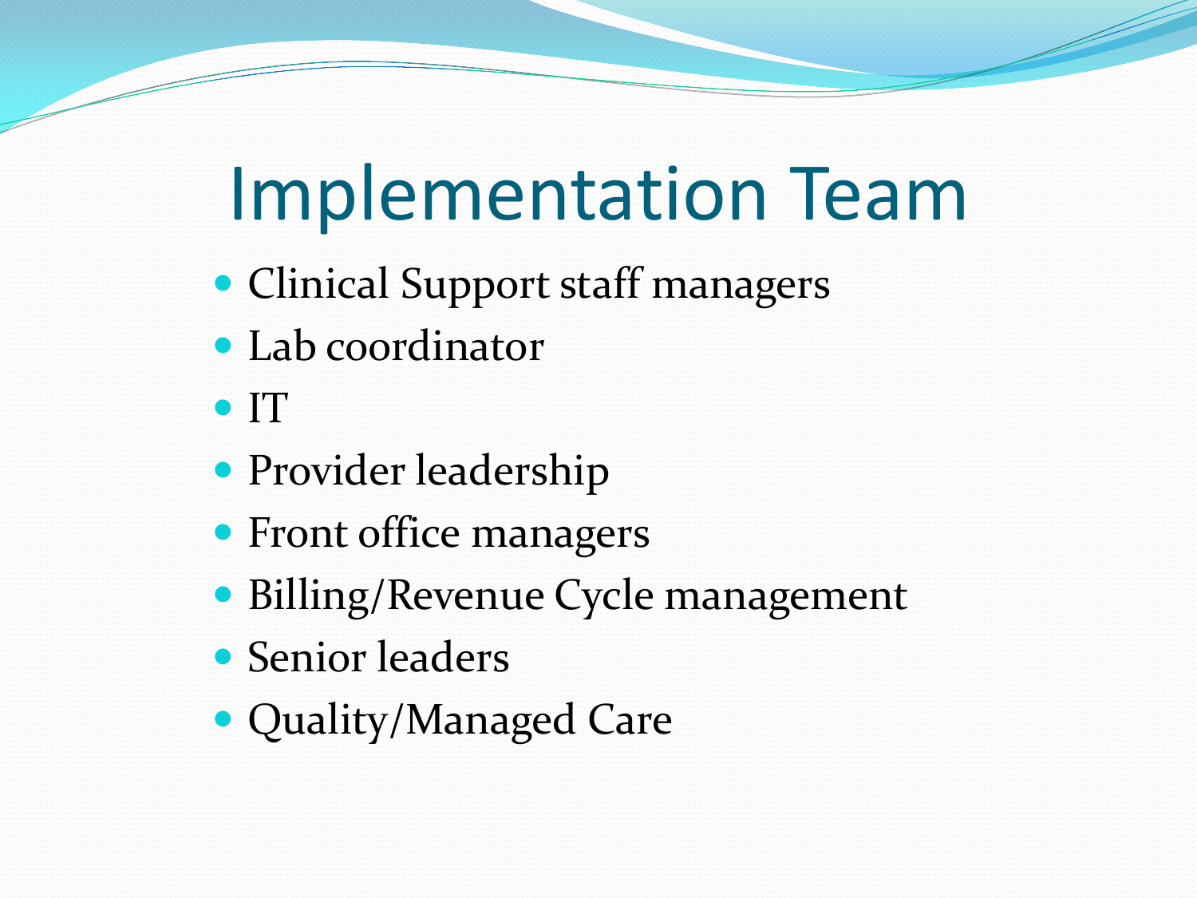# Implementation Team

- Clinical Support staff managers
- Lab coordinator
- IT
- Provider leadership
- Front office managers
- Billing/Revenue Cycle management
- Senior leaders
- Quality/Managed Care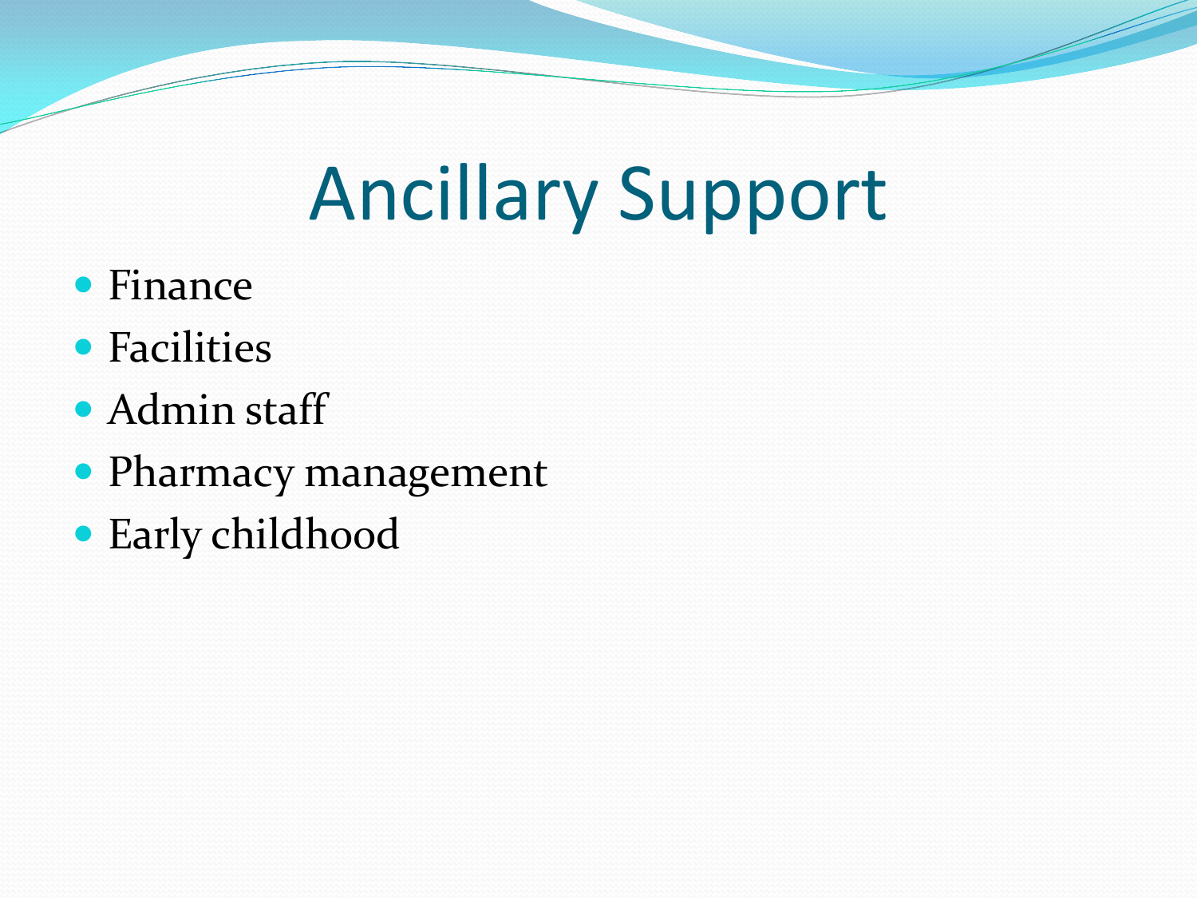# Ancillary Support

- Finance
- Facilities
- Admin staff
- Pharmacy management
- Early childhood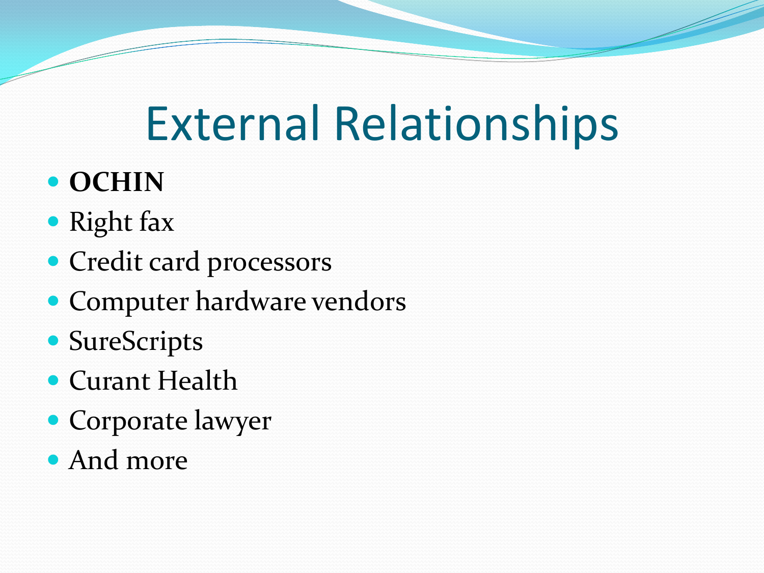# External Relationships

- **OCHIN**
- Right fax
- Credit card processors
- Computer hardware vendors
- SureScripts
- Curant Health
- Corporate lawyer
- And more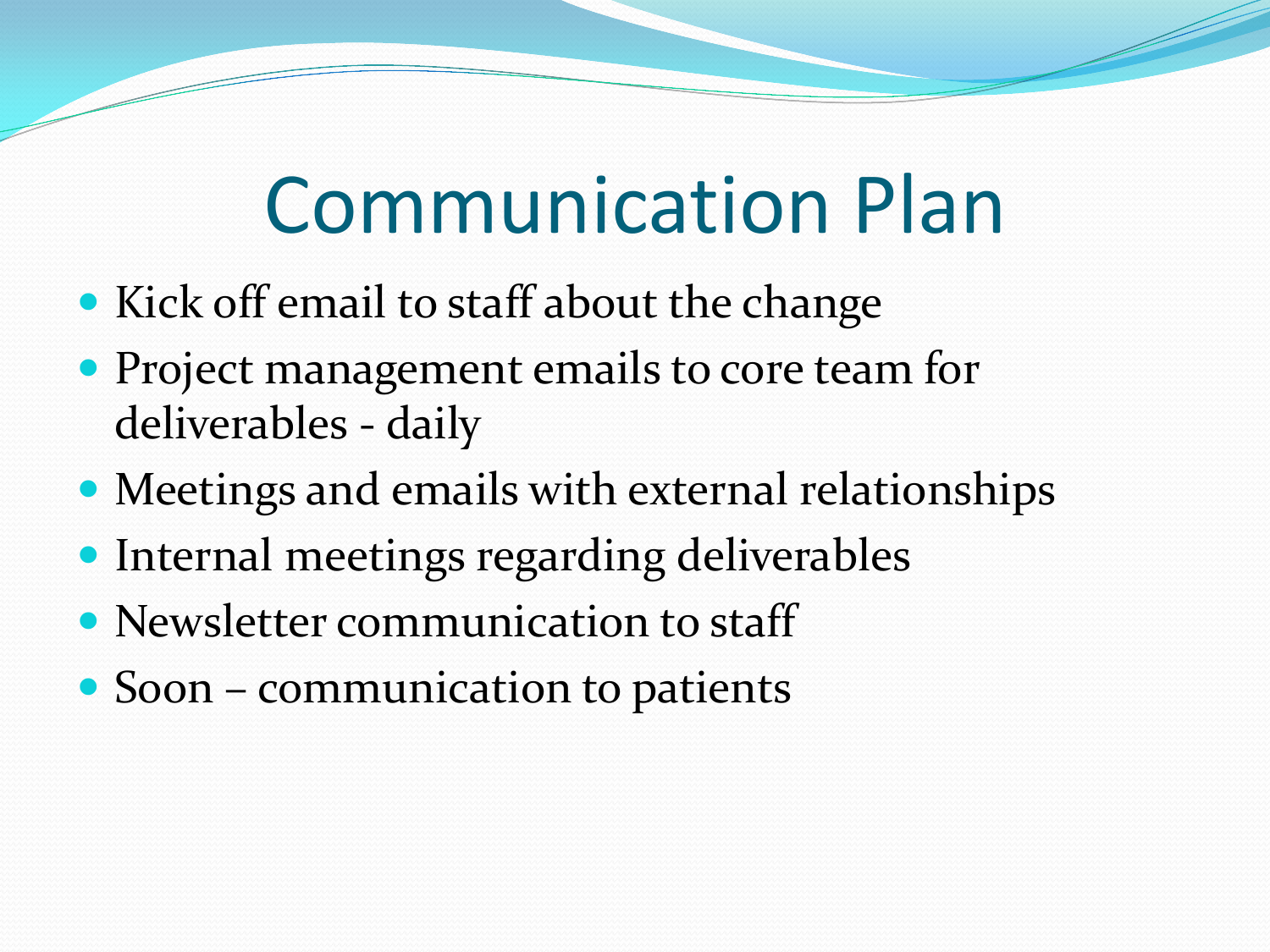# Communication Plan

- Kick off email to staff about the change
- Project management emails to core team for deliverables - daily
- Meetings and emails with external relationships
- Internal meetings regarding deliverables
- Newsletter communication to staff
- Soon – communication to patients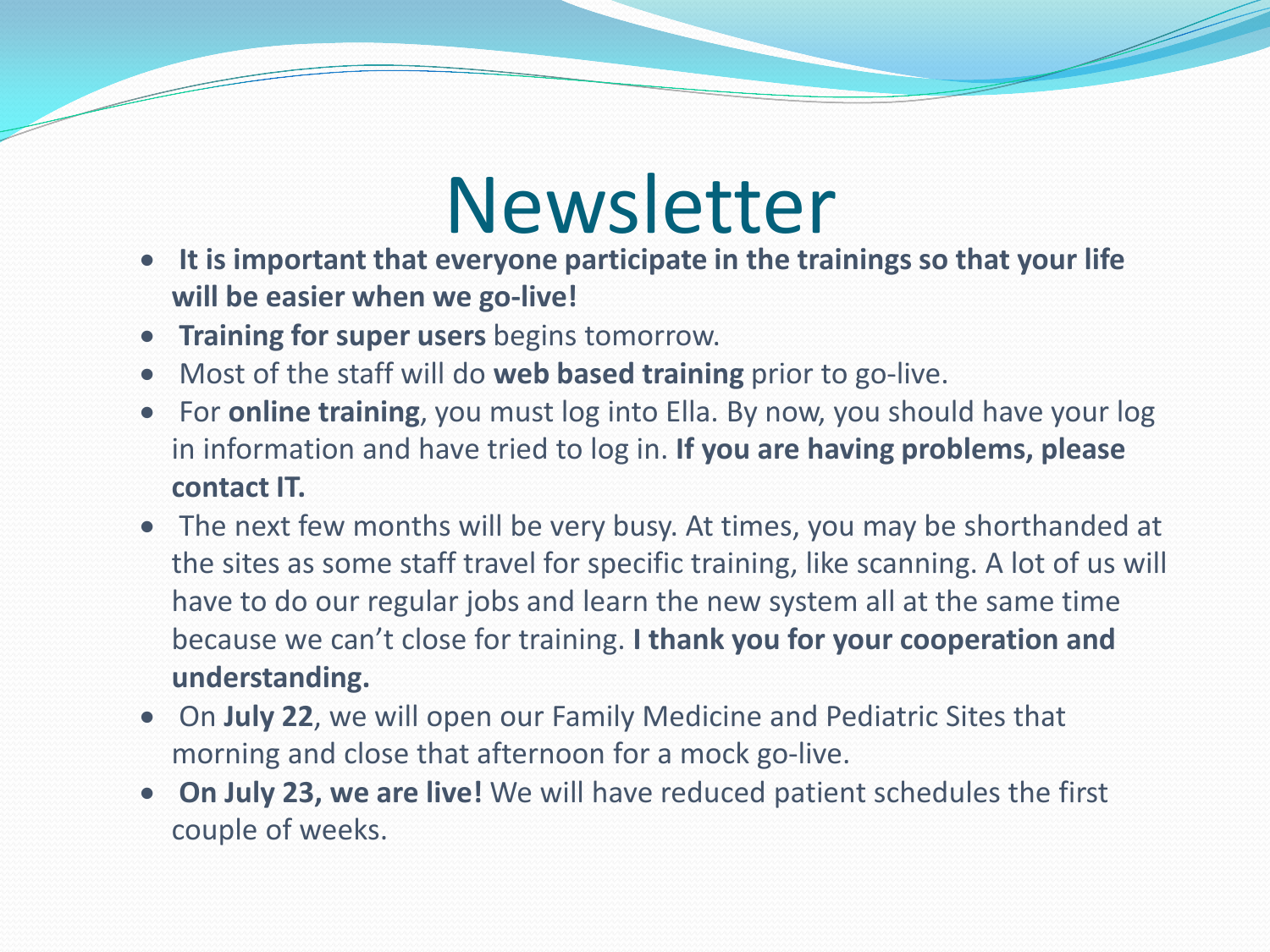# Newsletter

- **It is important that everyone participate in the trainings so that your life will be easier when we go-live!**
- **Training for super users** begins tomorrow.
- Most of the staff will do **web based training** prior to go-live.
- For **online training**, you must log into Ella. By now, you should have your log in information and have tried to log in. **If you are having problems, please contact IT.**
- The next few months will be very busy. At times, you may be shorthanded at the sites as some staff travel for specific training, like scanning. A lot of us will have to do our regular jobs and learn the new system all at the same time because we can't close for training. **I thank you for your cooperation and understanding.**
- On **July 22**, we will open our Family Medicine and Pediatric Sites that morning and close that afternoon for a mock go-live.
- **On July 23, we are live!** We will have reduced patient schedules the first couple of weeks.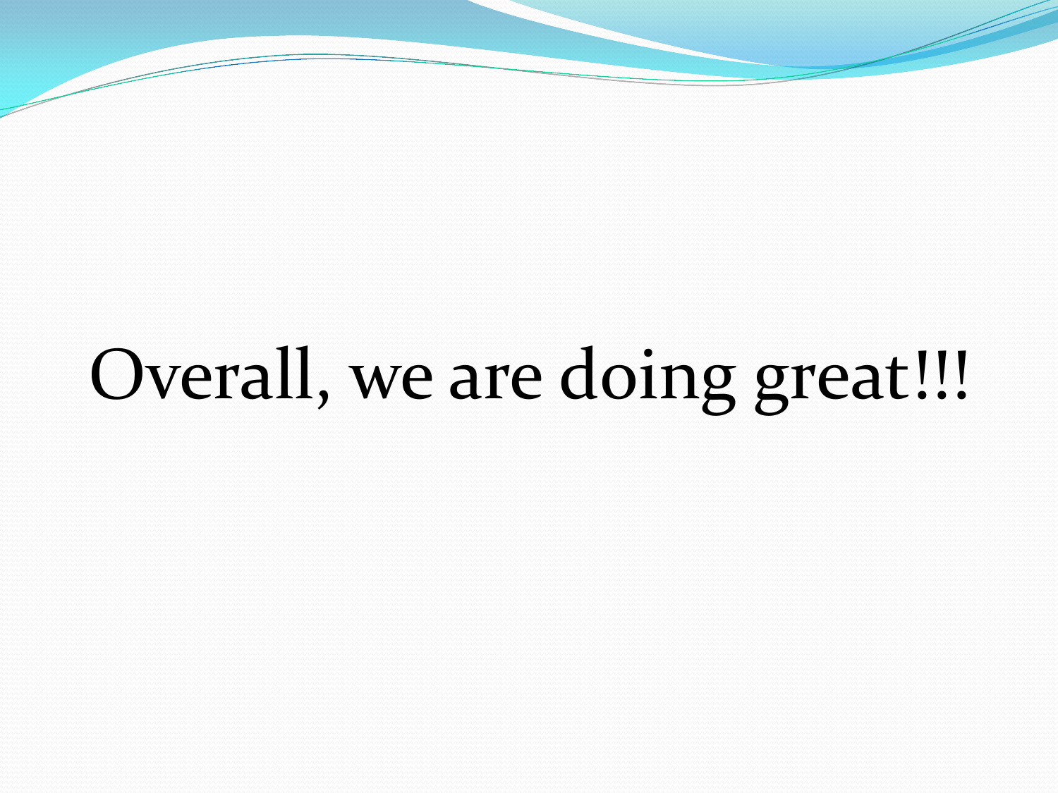# Overall, we are doing great!!!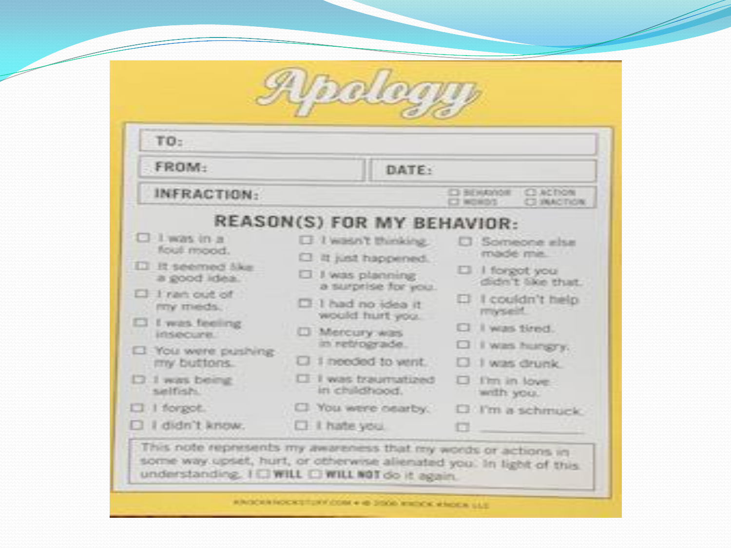# Apology

TO:

FROM: | DATE:

INFRACTION: ☐ BEHAVIOR ☐ ACTION ☐ WORDS ☐ INACTION

## REASON(S) FOR MY BEHAVIOR:

- ☐ I was in a foul mood.
- ☐ It seemed like a good idea.
- ☐ I ran out of my meds.
- ☐ I was feeling insecure.
- ☐ You were pushing my buttons.
- ☐ I was being selfish.
- ☐ I forgot.
- ☐ I didn't know.
- ☐ I wasn't thinking.
- ☐ It just happened.
- ☐ I was planning a surprise for you.
- ☐ I had no idea it would hurt you.
- ☐ Mercury was in retrograde.
- ☐ I needed to vent.
- ☐ I was traumatized in childhood.
- ☐ You were nearby.
- ☐ I hate you.
- ☐ Someone else made me.
- ☐ I forgot you didn't like that.
- ☐ I couldn't help myself.
- ☐ I was tired.
- ☐ I was hungry.
- ☐ I was drunk.
- ☐ I'm in love with you.
- ☐ I'm a schmuck.
- ☐ ________

This note represents my awareness that my words or actions in some way upset, hurt, or otherwise alienated you. In light of this understanding, I ☐ **WILL** ☐ **WILL NOT** do it again.

KNOCKKNOCKSTUFF.COM • © 2006 KNOCK KNOCK LLC